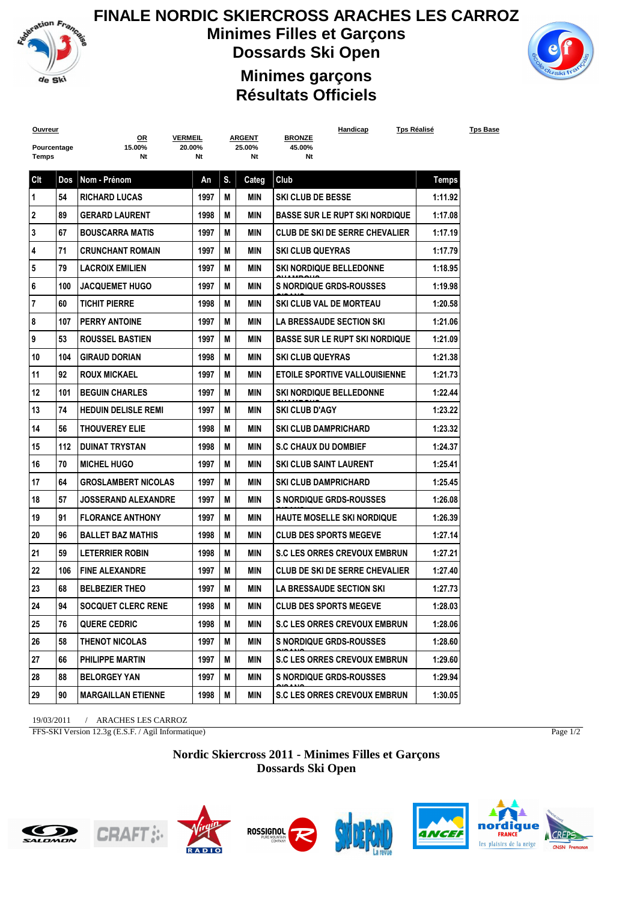# FINALE NORDIC SKIERCROSS ARACHES LES CARROZ

## Minimes Filles et Garçons

## Dossards Ski Open

## Minimes garçons

## Résultats Officiels

| Ouvreur | OR | VERMEIL | ARGENT | BRONZE | Handicap | Tps Réalisé | Tps Base |
|---|---|---|---|---|---|---|---|
| Pourcentage | 15.00% | 20.00% | 25.00% | 45.00% | | | |
| Temps | Nt | Nt | Nt | Nt | | | |

| Clt | Dos | Nom - Prénom | An | S. | Categ | Club | Temps |
|---|---|---|---|---|---|---|---|
| 1 | 54 | RICHARD LUCAS | 1997 | M | MIN | SKI CLUB DE BESSE | 1:11.92 |
| 2 | 89 | GERARD LAURENT | 1998 | M | MIN | BASSE SUR LE RUPT SKI NORDIQUE | 1:17.08 |
| 3 | 67 | BOUSCARRA MATIS | 1997 | M | MIN | CLUB DE SKI DE SERRE CHEVALIER | 1:17.19 |
| 4 | 71 | CRUNCHANT ROMAIN | 1997 | M | MIN | SKI CLUB QUEYRAS | 1:17.79 |
| 5 | 79 | LACROIX EMILIEN | 1997 | M | MIN | SKI NORDIQUE BELLEDONNE CHAMROUSSE | 1:18.95 |
| 6 | 100 | JACQUEMET HUGO | 1997 | M | MIN | S NORDIQUE GRDS-ROUSSES SIRANAS | 1:19.98 |
| 7 | 60 | TICHIT PIERRE | 1998 | M | MIN | SKI CLUB VAL DE MORTEAU | 1:20.58 |
| 8 | 107 | PERRY ANTOINE | 1997 | M | MIN | LA BRESSAUDE SECTION SKI | 1:21.06 |
| 9 | 53 | ROUSSEL BASTIEN | 1997 | M | MIN | BASSE SUR LE RUPT SKI NORDIQUE | 1:21.09 |
| 10 | 104 | GIRAUD DORIAN | 1998 | M | MIN | SKI CLUB QUEYRAS | 1:21.38 |
| 11 | 92 | ROUX MICKAEL | 1997 | M | MIN | ETOILE SPORTIVE VALLOUISIENNE | 1:21.73 |
| 12 | 101 | BEGUIN CHARLES | 1997 | M | MIN | SKI NORDIQUE BELLEDONNE CHAMROUSSE | 1:22.44 |
| 13 | 74 | HEDUIN DELISLE REMI | 1997 | M | MIN | SKI CLUB D'AGY | 1:23.22 |
| 14 | 56 | THOUVEREY ELIE | 1998 | M | MIN | SKI CLUB DAMPRICHARD | 1:23.32 |
| 15 | 112 | DUINAT TRYSTAN | 1998 | M | MIN | S.C CHAUX DU DOMBIEF | 1:24.37 |
| 16 | 70 | MICHEL HUGO | 1997 | M | MIN | SKI CLUB SAINT LAURENT | 1:25.41 |
| 17 | 64 | GROSLAMBERT NICOLAS | 1997 | M | MIN | SKI CLUB DAMPRICHARD | 1:25.45 |
| 18 | 57 | JOSSERAND ALEXANDRE | 1997 | M | MIN | S NORDIQUE GRDS-ROUSSES SIRANAS | 1:26.08 |
| 19 | 91 | FLORANCE ANTHONY | 1997 | M | MIN | HAUTE MOSELLE SKI NORDIQUE | 1:26.39 |
| 20 | 96 | BALLET BAZ MATHIS | 1998 | M | MIN | CLUB DES SPORTS MEGEVE | 1:27.14 |
| 21 | 59 | LETERRIER ROBIN | 1998 | M | MIN | S.C LES ORRES CREVOUX EMBRUN | 1:27.21 |
| 22 | 106 | FINE ALEXANDRE | 1997 | M | MIN | CLUB DE SKI DE SERRE CHEVALIER | 1:27.40 |
| 23 | 68 | BELBEZIER THEO | 1997 | M | MIN | LA BRESSAUDE SECTION SKI | 1:27.73 |
| 24 | 94 | SOCQUET CLERC RENE | 1998 | M | MIN | CLUB DES SPORTS MEGEVE | 1:28.03 |
| 25 | 76 | QUERE CEDRIC | 1998 | M | MIN | S.C LES ORRES CREVOUX EMBRUN | 1:28.06 |
| 26 | 58 | THENOT NICOLAS | 1997 | M | MIN | S NORDIQUE GRDS-ROUSSES SIRANAS | 1:28.60 |
| 27 | 66 | PHILIPPE MARTIN | 1997 | M | MIN | S.C LES ORRES CREVOUX EMBRUN | 1:29.60 |
| 28 | 88 | BELORGEY YAN | 1997 | M | MIN | S NORDIQUE GRDS-ROUSSES SIRANAS | 1:29.94 |
| 29 | 90 | MARGAILLAN ETIENNE | 1998 | M | MIN | S.C LES ORRES CREVOUX EMBRUN | 1:30.05 |

19/03/2011 / ARACHES LES CARROZ

FFS-SKI Version 12.3g (E.S.F. / Agil Informatique)

**Nordic Skiercross 2011 - Minimes Filles et Garçons**
**Dossards Ski Open**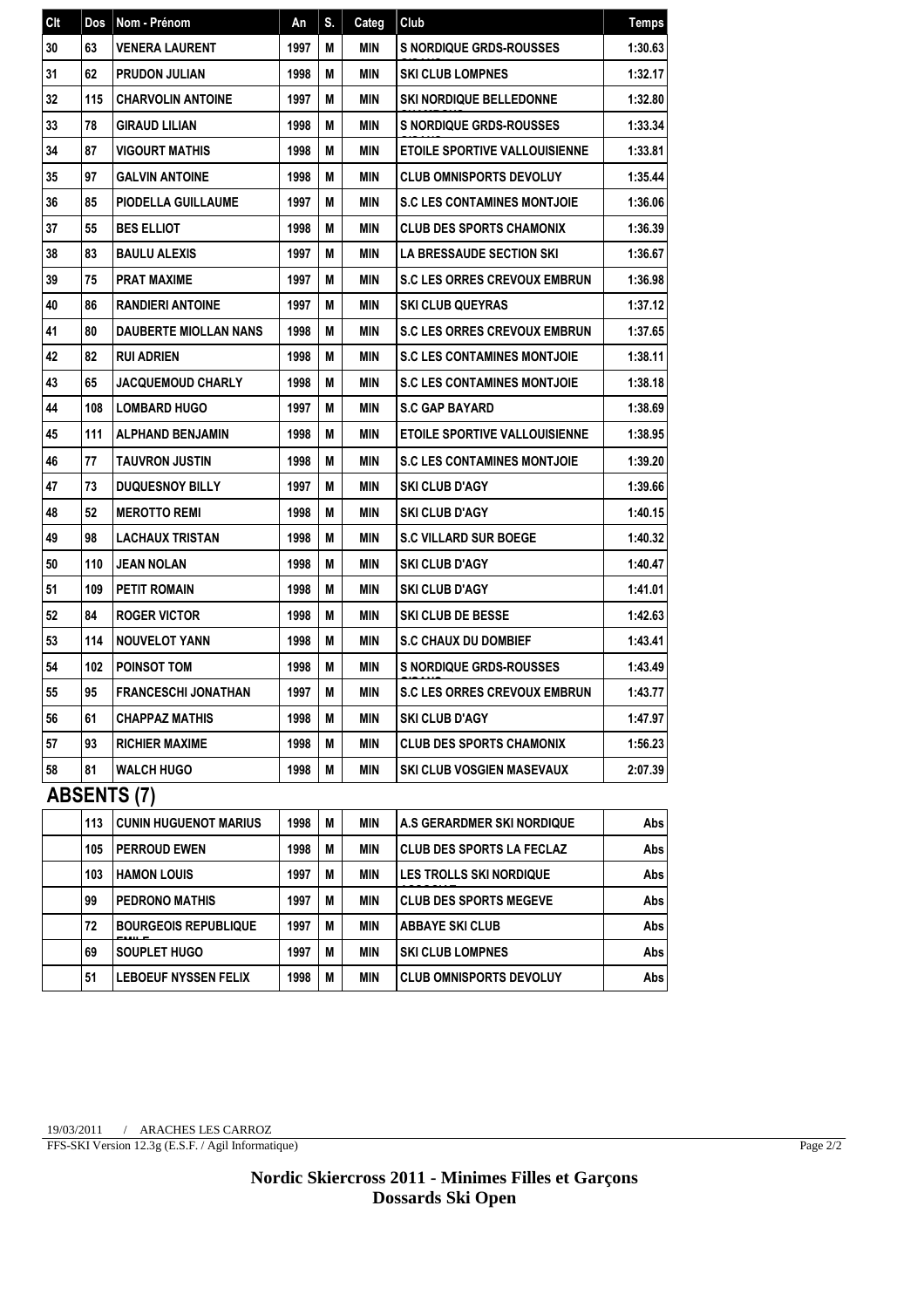| Clt | Dos | Nom - Prénom | An | S. | Categ | Club | Temps |
|---|---|---|---|---|---|---|---|
| 30 | 63 | VENERA LAURENT | 1997 | M | MIN | S NORDIQUE GRDS-ROUSSES | 1:30.63 |
| 31 | 62 | PRUDON JULIAN | 1998 | M | MIN | SKI CLUB LOMPNES | 1:32.17 |
| 32 | 115 | CHARVOLIN ANTOINE | 1997 | M | MIN | SKI NORDIQUE BELLEDONNE | 1:32.80 |
| 33 | 78 | GIRAUD LILIAN | 1998 | M | MIN | S NORDIQUE GRDS-ROUSSES | 1:33.34 |
| 34 | 87 | VIGOURT MATHIS | 1998 | M | MIN | ETOILE SPORTIVE VALLOUISIENNE | 1:33.81 |
| 35 | 97 | GALVIN ANTOINE | 1998 | M | MIN | CLUB OMNISPORTS DEVOLUY | 1:35.44 |
| 36 | 85 | PIODELLA GUILLAUME | 1997 | M | MIN | S.C LES CONTAMINES MONTJOIE | 1:36.06 |
| 37 | 55 | BES ELLIOT | 1998 | M | MIN | CLUB DES SPORTS CHAMONIX | 1:36.39 |
| 38 | 83 | BAULU ALEXIS | 1997 | M | MIN | LA BRESSAUDE SECTION SKI | 1:36.67 |
| 39 | 75 | PRAT MAXIME | 1997 | M | MIN | S.C LES ORRES CREVOUX EMBRUN | 1:36.98 |
| 40 | 86 | RANDIERI ANTOINE | 1997 | M | MIN | SKI CLUB QUEYRAS | 1:37.12 |
| 41 | 80 | DAUBERTE MIOLLAN NANS | 1998 | M | MIN | S.C LES ORRES CREVOUX EMBRUN | 1:37.65 |
| 42 | 82 | RUI ADRIEN | 1998 | M | MIN | S.C LES CONTAMINES MONTJOIE | 1:38.11 |
| 43 | 65 | JACQUEMOUD CHARLY | 1998 | M | MIN | S.C LES CONTAMINES MONTJOIE | 1:38.18 |
| 44 | 108 | LOMBARD HUGO | 1997 | M | MIN | S.C GAP BAYARD | 1:38.69 |
| 45 | 111 | ALPHAND BENJAMIN | 1998 | M | MIN | ETOILE SPORTIVE VALLOUISIENNE | 1:38.95 |
| 46 | 77 | TAUVRON JUSTIN | 1998 | M | MIN | S.C LES CONTAMINES MONTJOIE | 1:39.20 |
| 47 | 73 | DUQUESNOY BILLY | 1997 | M | MIN | SKI CLUB D'AGY | 1:39.66 |
| 48 | 52 | MEROTTO REMI | 1998 | M | MIN | SKI CLUB D'AGY | 1:40.15 |
| 49 | 98 | LACHAUX TRISTAN | 1998 | M | MIN | S.C VILLARD SUR BOEGE | 1:40.32 |
| 50 | 110 | JEAN NOLAN | 1998 | M | MIN | SKI CLUB D'AGY | 1:40.47 |
| 51 | 109 | PETIT ROMAIN | 1998 | M | MIN | SKI CLUB D'AGY | 1:41.01 |
| 52 | 84 | ROGER VICTOR | 1998 | M | MIN | SKI CLUB DE BESSE | 1:42.63 |
| 53 | 114 | NOUVELOT YANN | 1998 | M | MIN | S.C CHAUX DU DOMBIEF | 1:43.41 |
| 54 | 102 | POINSOT TOM | 1998 | M | MIN | S NORDIQUE GRDS-ROUSSES | 1:43.49 |
| 55 | 95 | FRANCESCHI JONATHAN | 1997 | M | MIN | S.C LES ORRES CREVOUX EMBRUN | 1:43.77 |
| 56 | 61 | CHAPPAZ MATHIS | 1998 | M | MIN | SKI CLUB D'AGY | 1:47.97 |
| 57 | 93 | RICHIER MAXIME | 1998 | M | MIN | CLUB DES SPORTS CHAMONIX | 1:56.23 |
| 58 | 81 | WALCH HUGO | 1998 | M | MIN | SKI CLUB VOSGIEN MASEVAUX | 2:07.39 |

## ABSENTS (7)

| | | | | | | | |
|---|---|---|---|---|---|---|---|
| | 113 | CUNIN HUGUENOT MARIUS | 1998 | M | MIN | A.S GERARDMER SKI NORDIQUE | Abs |
| | 105 | PERROUD EWEN | 1998 | M | MIN | CLUB DES SPORTS LA FECLAZ | Abs |
| | 103 | HAMON LOUIS | 1997 | M | MIN | LES TROLLS SKI NORDIQUE | Abs |
| | 99 | PEDRONO MATHIS | 1997 | M | MIN | CLUB DES SPORTS MEGEVE | Abs |
| | 72 | BOURGEOIS REPUBLIQUE | 1997 | M | MIN | ABBAYE SKI CLUB | Abs |
| | 69 | SOUPLET HUGO | 1997 | M | MIN | SKI CLUB LOMPNES | Abs |
| | 51 | LEBOEUF NYSSEN FELIX | 1998 | M | MIN | CLUB OMNISPORTS DEVOLUY | Abs |

19/03/2011 / ARACHES LES CARROZ

FFS-SKI Version 12.3g (E.S.F. / Agil Informatique)

**Nordic Skiercross 2011 - Minimes Filles et Garçons**
**Dossards Ski Open**